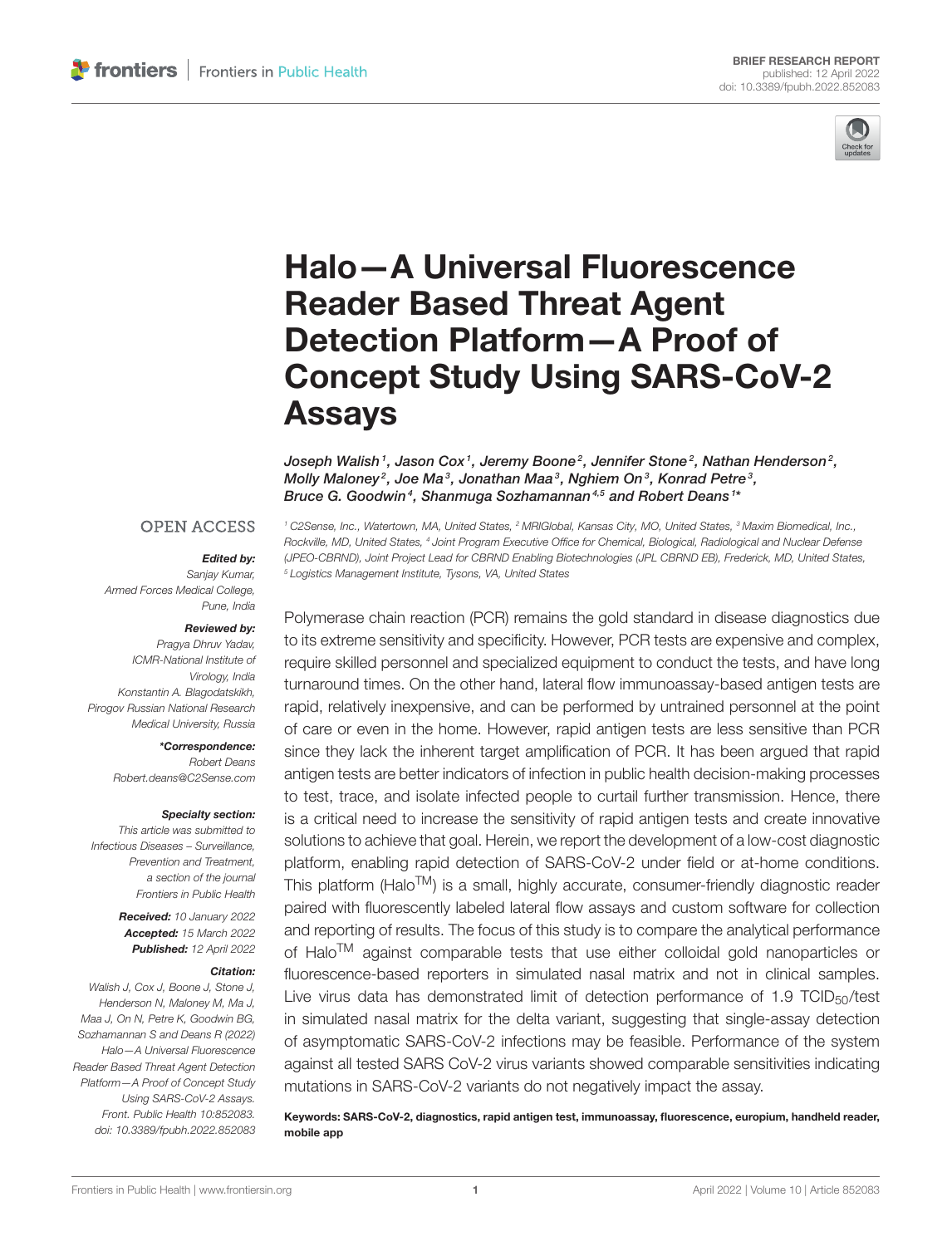BRIEF RESEARCH REPORT
published: 12 April 2022
doi: 10.3389/fpubh.2022.852083

# Halo—A Universal Fluorescence Reader Based Threat Agent Detection Platform—A Proof of Concept Study Using SARS-CoV-2 Assays

*Joseph Walish[1], Jason Cox[1], Jeremy Boone[2], Jennifer Stone[2], Nathan Henderson[2], Molly Maloney[2], Joe Ma[3], Jonathan Maa[3], Nghiem On[3], Konrad Petre[3], Bruce G. Goodwin[4], Shanmuga Sozhamannan[4,5] and Robert Deans[1]\**

[1] C2Sense, Inc., Watertown, MA, United States, [2] MRIGlobal, Kansas City, MO, United States, [3] Maxim Biomedical, Inc., Rockville, MD, United States, [4] Joint Program Executive Office for Chemical, Biological, Radiological and Nuclear Defense (JPEO-CBRND), Joint Project Lead for CBRND Enabling Biotechnologies (JPL CBRND EB), Frederick, MD, United States, [5] Logistics Management Institute, Tysons, VA, United States

OPEN ACCESS

**Edited by:**
Sanjay Kumar,
Armed Forces Medical College,
Pune, India

**Reviewed by:**
Pragya Dhruv Yadav,
ICMR-National Institute of Virology, India
Konstantin A. Blagodatskikh,
Pirogov Russian National Research Medical University, Russia

**\*Correspondence:**
Robert Deans
Robert.deans@C2Sense.com

**Specialty section:**
This article was submitted to Infectious Diseases – Surveillance, Prevention and Treatment, a section of the journal Frontiers in Public Health

**Received:** 10 January 2022
**Accepted:** 15 March 2022
**Published:** 12 April 2022

**Citation:**
Walish J, Cox J, Boone J, Stone J, Henderson N, Maloney M, Ma J, Maa J, On N, Petre K, Goodwin BG, Sozhamannan S and Deans R (2022) Halo—A Universal Fluorescence Reader Based Threat Agent Detection Platform—A Proof of Concept Study Using SARS-CoV-2 Assays. Front. Public Health 10:852083. doi: 10.3389/fpubh.2022.852083

Polymerase chain reaction (PCR) remains the gold standard in disease diagnostics due to its extreme sensitivity and specificity. However, PCR tests are expensive and complex, require skilled personnel and specialized equipment to conduct the tests, and have long turnaround times. On the other hand, lateral flow immunoassay-based antigen tests are rapid, relatively inexpensive, and can be performed by untrained personnel at the point of care or even in the home. However, rapid antigen tests are less sensitive than PCR since they lack the inherent target amplification of PCR. It has been argued that rapid antigen tests are better indicators of infection in public health decision-making processes to test, trace, and isolate infected people to curtail further transmission. Hence, there is a critical need to increase the sensitivity of rapid antigen tests and create innovative solutions to achieve that goal. Herein, we report the development of a low-cost diagnostic platform, enabling rapid detection of SARS-CoV-2 under field or at-home conditions. This platform (Halo$^{TM}$) is a small, highly accurate, consumer-friendly diagnostic reader paired with fluorescently labeled lateral flow assays and custom software for collection and reporting of results. The focus of this study is to compare the analytical performance of Halo$^{TM}$ against comparable tests that use either colloidal gold nanoparticles or fluorescence-based reporters in simulated nasal matrix and not in clinical samples. Live virus data has demonstrated limit of detection performance of 1.9 $TCID_{50}$/test in simulated nasal matrix for the delta variant, suggesting that single-assay detection of asymptomatic SARS-CoV-2 infections may be feasible. Performance of the system against all tested SARS CoV-2 virus variants showed comparable sensitivities indicating mutations in SARS-CoV-2 variants do not negatively impact the assay.

**Keywords: SARS-CoV-2, diagnostics, rapid antigen test, immunoassay, fluorescence, europium, handheld reader, mobile app**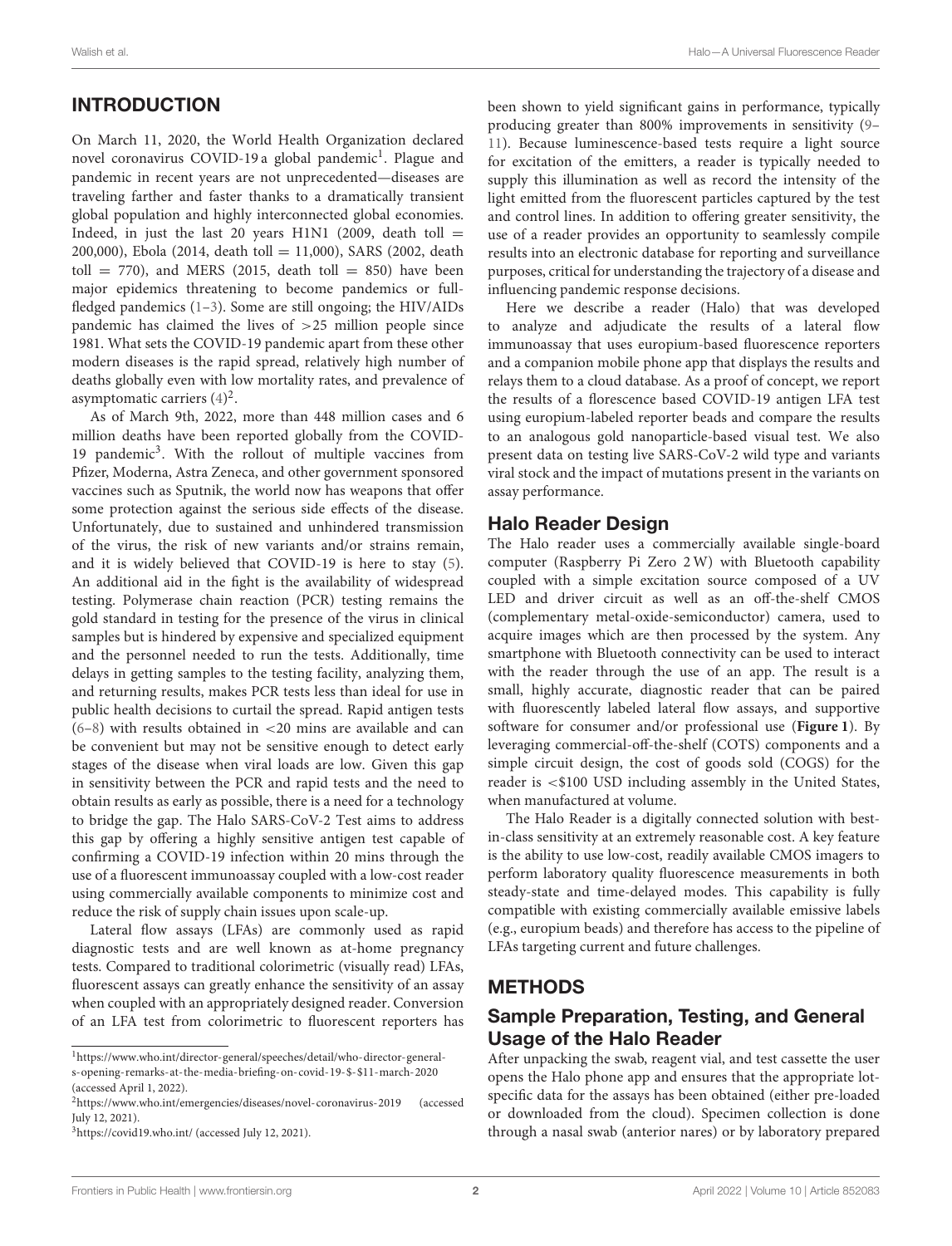## INTRODUCTION

On March 11, 2020, the World Health Organization declared novel coronavirus COVID-19 a global pandemic[1]. Plague and pandemic in recent years are not unprecedented—diseases are traveling farther and faster thanks to a dramatically transient global population and highly interconnected global economies. Indeed, in just the last 20 years H1N1 (2009, death toll = 200,000), Ebola (2014, death toll = 11,000), SARS (2002, death toll = 770), and MERS (2015, death toll = 850) have been major epidemics threatening to become pandemics or full-fledged pandemics (1–3). Some are still ongoing; the HIV/AIDs pandemic has claimed the lives of >25 million people since 1981. What sets the COVID-19 pandemic apart from these other modern diseases is the rapid spread, relatively high number of deaths globally even with low mortality rates, and prevalence of asymptomatic carriers (4)[2].

As of March 9th, 2022, more than 448 million cases and 6 million deaths have been reported globally from the COVID-19 pandemic[3]. With the rollout of multiple vaccines from Pfizer, Moderna, Astra Zeneca, and other government sponsored vaccines such as Sputnik, the world now has weapons that offer some protection against the serious side effects of the disease. Unfortunately, due to sustained and unhindered transmission of the virus, the risk of new variants and/or strains remain, and it is widely believed that COVID-19 is here to stay (5). An additional aid in the fight is the availability of widespread testing. Polymerase chain reaction (PCR) testing remains the gold standard in testing for the presence of the virus in clinical samples but is hindered by expensive and specialized equipment and the personnel needed to run the tests. Additionally, time delays in getting samples to the testing facility, analyzing them, and returning results, makes PCR tests less than ideal for use in public health decisions to curtail the spread. Rapid antigen tests (6–8) with results obtained in <20 mins are available and can be convenient but may not be sensitive enough to detect early stages of the disease when viral loads are low. Given this gap in sensitivity between the PCR and rapid tests and the need to obtain results as early as possible, there is a need for a technology to bridge the gap. The Halo SARS-CoV-2 Test aims to address this gap by offering a highly sensitive antigen test capable of confirming a COVID-19 infection within 20 mins through the use of a fluorescent immunoassay coupled with a low-cost reader using commercially available components to minimize cost and reduce the risk of supply chain issues upon scale-up.

Lateral flow assays (LFAs) are commonly used as rapid diagnostic tests and are well known as at-home pregnancy tests. Compared to traditional colorimetric (visually read) LFAs, fluorescent assays can greatly enhance the sensitivity of an assay when coupled with an appropriately designed reader. Conversion of an LFA test from colorimetric to fluorescent reporters has been shown to yield significant gains in performance, typically producing greater than 800% improvements in sensitivity (9–11). Because luminescence-based tests require a light source for excitation of the emitters, a reader is typically needed to supply this illumination as well as record the intensity of the light emitted from the fluorescent particles captured by the test and control lines. In addition to offering greater sensitivity, the use of a reader provides an opportunity to seamlessly compile results into an electronic database for reporting and surveillance purposes, critical for understanding the trajectory of a disease and influencing pandemic response decisions.

Here we describe a reader (Halo) that was developed to analyze and adjudicate the results of a lateral flow immunoassay that uses europium-based fluorescence reporters and a companion mobile phone app that displays the results and relays them to a cloud database. As a proof of concept, we report the results of a florescence based COVID-19 antigen LFA test using europium-labeled reporter beads and compare the results to an analogous gold nanoparticle-based visual test. We also present data on testing live SARS-CoV-2 wild type and variants viral stock and the impact of mutations present in the variants on assay performance.

### Halo Reader Design

The Halo reader uses a commercially available single-board computer (Raspberry Pi Zero 2 W) with Bluetooth capability coupled with a simple excitation source composed of a UV LED and driver circuit as well as an off-the-shelf CMOS (complementary metal-oxide-semiconductor) camera, used to acquire images which are then processed by the system. Any smartphone with Bluetooth connectivity can be used to interact with the reader through the use of an app. The result is a small, highly accurate, diagnostic reader that can be paired with fluorescently labeled lateral flow assays, and supportive software for consumer and/or professional use (**Figure 1**). By leveraging commercial-off-the-shelf (COTS) components and a simple circuit design, the cost of goods sold (COGS) for the reader is <$100 USD including assembly in the United States, when manufactured at volume.

The Halo Reader is a digitally connected solution with best-in-class sensitivity at an extremely reasonable cost. A key feature is the ability to use low-cost, readily available CMOS imagers to perform laboratory quality fluorescence measurements in both steady-state and time-delayed modes. This capability is fully compatible with existing commercially available emissive labels (e.g., europium beads) and therefore has access to the pipeline of LFAs targeting current and future challenges.

## METHODS

### Sample Preparation, Testing, and General Usage of the Halo Reader

After unpacking the swab, reagent vial, and test cassette the user opens the Halo phone app and ensures that the appropriate lot-specific data for the assays has been obtained (either pre-loaded or downloaded from the cloud). Specimen collection is done through a nasal swab (anterior nares) or by laboratory prepared

---

[1] https://www.who.int/director-general/speeches/detail/who-director-general-s-opening-remarks-at-the-media-briefing-on-covid-19-$-$11-march-2020 (accessed April 1, 2022).

[2] https://www.who.int/emergencies/diseases/novel-coronavirus-2019 (accessed July 12, 2021).

[3] https://covid19.who.int/ (accessed July 12, 2021).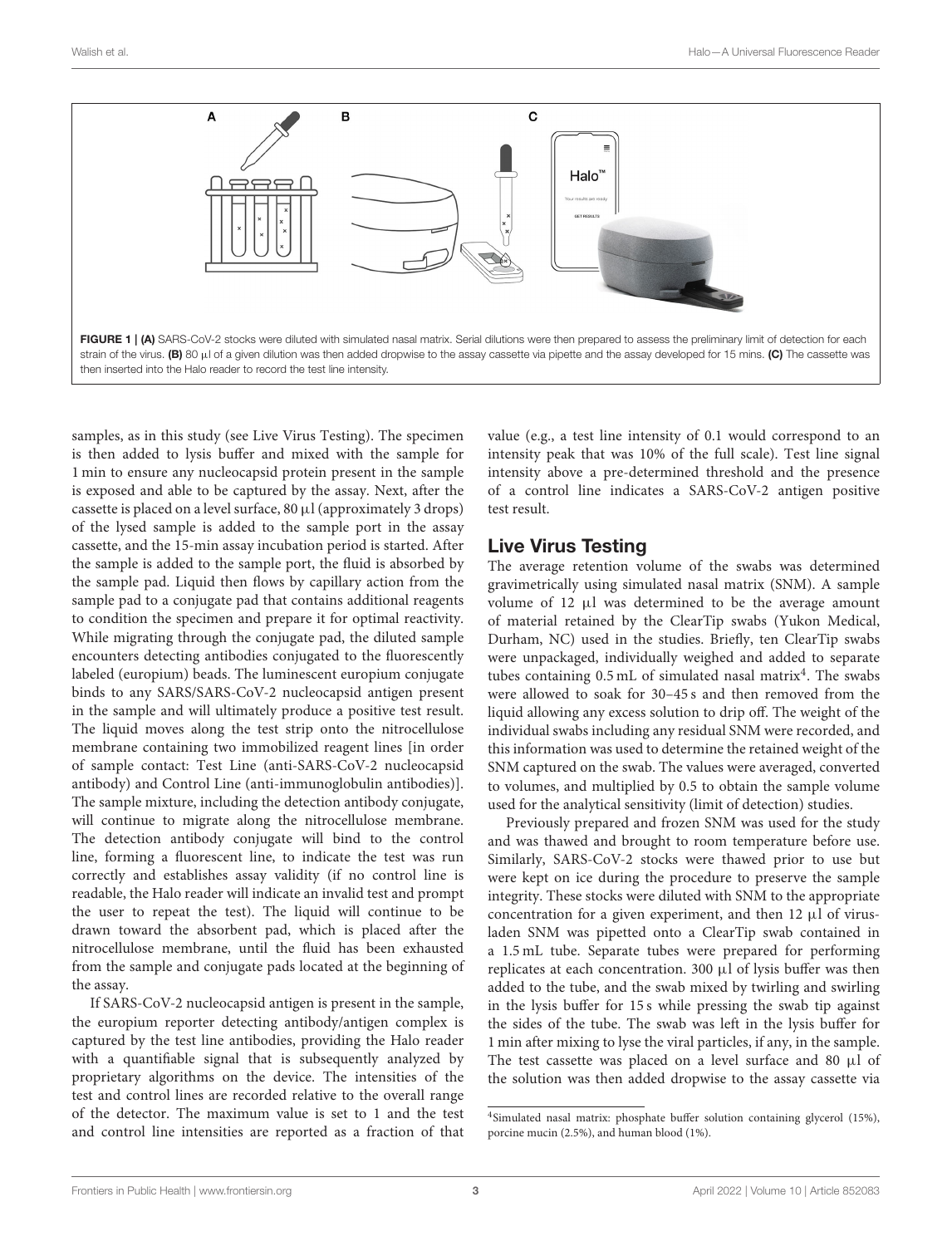FIGURE 1 | **(A)** SARS-CoV-2 stocks were diluted with simulated nasal matrix. Serial dilutions were then prepared to assess the preliminary limit of detection for each strain of the virus. **(B)** 80 μl of a given dilution was then added dropwise to the assay cassette via pipette and the assay developed for 15 mins. **(C)** The cassette was then inserted into the Halo reader to record the test line intensity.

samples, as in this study (see Live Virus Testing). The specimen is then added to lysis buffer and mixed with the sample for 1 min to ensure any nucleocapsid protein present in the sample is exposed and able to be captured by the assay. Next, after the cassette is placed on a level surface, 80 μl (approximately 3 drops) of the lysed sample is added to the sample port in the assay cassette, and the 15-min assay incubation period is started. After the sample is added to the sample port, the fluid is absorbed by the sample pad. Liquid then flows by capillary action from the sample pad to a conjugate pad that contains additional reagents to condition the specimen and prepare it for optimal reactivity. While migrating through the conjugate pad, the diluted sample encounters detecting antibodies conjugated to the fluorescently labeled (europium) beads. The luminescent europium conjugate binds to any SARS/SARS-CoV-2 nucleocapsid antigen present in the sample and will ultimately produce a positive test result. The liquid moves along the test strip onto the nitrocellulose membrane containing two immobilized reagent lines [in order of sample contact: Test Line (anti-SARS-CoV-2 nucleocapsid antibody) and Control Line (anti-immunoglobulin antibodies)]. The sample mixture, including the detection antibody conjugate, will continue to migrate along the nitrocellulose membrane. The detection antibody conjugate will bind to the control line, forming a fluorescent line, to indicate the test was run correctly and establishes assay validity (if no control line is readable, the Halo reader will indicate an invalid test and prompt the user to repeat the test). The liquid will continue to be drawn toward the absorbent pad, which is placed after the nitrocellulose membrane, until the fluid has been exhausted from the sample and conjugate pads located at the beginning of the assay.

If SARS-CoV-2 nucleocapsid antigen is present in the sample, the europium reporter detecting antibody/antigen complex is captured by the test line antibodies, providing the Halo reader with a quantifiable signal that is subsequently analyzed by proprietary algorithms on the device. The intensities of the test and control lines are recorded relative to the overall range of the detector. The maximum value is set to 1 and the test and control line intensities are reported as a fraction of that value (e.g., a test line intensity of 0.1 would correspond to an intensity peak that was 10% of the full scale). Test line signal intensity above a pre-determined threshold and the presence of a control line indicates a SARS-CoV-2 antigen positive test result.

## Live Virus Testing

The average retention volume of the swabs was determined gravimetrically using simulated nasal matrix (SNM). A sample volume of 12 μl was determined to be the average amount of material retained by the ClearTip swabs (Yukon Medical, Durham, NC) used in the studies. Briefly, ten ClearTip swabs were unpackaged, individually weighed and added to separate tubes containing 0.5 mL of simulated nasal matrix[4]. The swabs were allowed to soak for 30–45 s and then removed from the liquid allowing any excess solution to drip off. The weight of the individual swabs including any residual SNM were recorded, and this information was used to determine the retained weight of the SNM captured on the swab. The values were averaged, converted to volumes, and multiplied by 0.5 to obtain the sample volume used for the analytical sensitivity (limit of detection) studies.

Previously prepared and frozen SNM was used for the study and was thawed and brought to room temperature before use. Similarly, SARS-CoV-2 stocks were thawed prior to use but were kept on ice during the procedure to preserve the sample integrity. These stocks were diluted with SNM to the appropriate concentration for a given experiment, and then 12 μl of virus-laden SNM was pipetted onto a ClearTip swab contained in a 1.5 mL tube. Separate tubes were prepared for performing replicates at each concentration. 300 μl of lysis buffer was then added to the lysis buffer, and the swab mixed by twirling and swirling in the lysis buffer for 15 s while pressing the swab tip against the sides of the tube. The swab was left in the lysis buffer for 1 min after mixing to lyse the viral particles, if any, in the sample. The test cassette was placed on a level surface and 80 μl of the solution was then added dropwise to the assay cassette via

[4]Simulated nasal matrix: phosphate buffer solution containing glycerol (15%), porcine mucin (2.5%), and human blood (1%).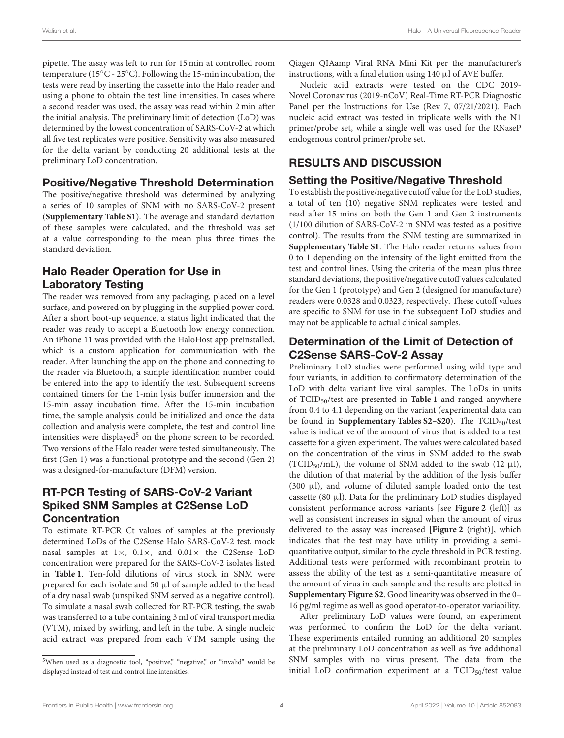pipette. The assay was left to run for 15 min at controlled room temperature (15°C - 25°C). Following the 15-min incubation, the tests were read by inserting the cassette into the Halo reader and using a phone to obtain the test line intensities. In cases where a second reader was used, the assay was read within 2 min after the initial analysis. The preliminary limit of detection (LoD) was determined by the lowest concentration of SARS-CoV-2 at which all five test replicates were positive. Sensitivity was also measured for the delta variant by conducting 20 additional tests at the preliminary LoD concentration.

### Positive/Negative Threshold Determination

The positive/negative threshold was determined by analyzing a series of 10 samples of SNM with no SARS-CoV-2 present (**Supplementary Table S1**). The average and standard deviation of these samples were calculated, and the threshold was set at a value corresponding to the mean plus three times the standard deviation.

### Halo Reader Operation for Use in Laboratory Testing

The reader was removed from any packaging, placed on a level surface, and powered on by plugging in the supplied power cord. After a short boot-up sequence, a status light indicated that the reader was ready to accept a Bluetooth low energy connection. An iPhone 11 was provided with the HaloHost app preinstalled, which is a custom application for communication with the reader. After launching the app on the phone and connecting to the reader via Bluetooth, a sample identification number could be entered into the app to identify the test. Subsequent screens contained timers for the 1-min lysis buffer immersion and the 15-min assay incubation time. After the 15-min incubation time, the sample analysis could be initialized and once the data collection and analysis were complete, the test and control line intensities were displayed[5] on the phone screen to be recorded. Two versions of the Halo reader were tested simultaneously. The first (Gen 1) was a functional prototype and the second (Gen 2) was a designed-for-manufacture (DFM) version.

### RT-PCR Testing of SARS-CoV-2 Variant Spiked SNM Samples at C2Sense LoD Concentration

To estimate RT-PCR Ct values of samples at the previously determined LoDs of the C2Sense Halo SARS-CoV-2 test, mock nasal samples at 1×, 0.1×, and 0.01× the C2Sense LoD concentration were prepared for the SARS-CoV-2 isolates listed in **Table 1**. Ten-fold dilutions of virus stock in SNM were prepared for each isolate and 50 μl of sample added to the head of a dry nasal swab (unspiked SNM served as a negative control). To simulate a nasal swab collected for RT-PCR testing, the swab was transferred to a tube containing 3 ml of viral transport media (VTM), mixed by swirling, and left in the tube. A single nucleic acid extract was prepared from each VTM sample using the Qiagen QIAamp Viral RNA Mini Kit per the manufacturer's instructions, with a final elution using 140 μl of AVE buffer.

Nucleic acid extracts were tested on the CDC 2019-Novel Coronavirus (2019-nCoV) Real-Time RT-PCR Diagnostic Panel per the Instructions for Use (Rev 7, 07/21/2021). Each nucleic acid extract was tested in triplicate wells with the N1 primer/probe set, while a single well was used for the RNaseP endogenous control primer/probe set.

## RESULTS AND DISCUSSION

### Setting the Positive/Negative Threshold

To establish the positive/negative cutoff value for the LoD studies, a total of ten (10) negative SNM replicates were tested and read after 15 mins on both the Gen 1 and Gen 2 instruments (1/100 dilution of SARS-CoV-2 in SNM was tested as a positive control). The results from the SNM testing are summarized in **Supplementary Table S1**. The Halo reader returns values from 0 to 1 depending on the intensity of the light emitted from the test and control lines. Using the criteria of the mean plus three standard deviations, the positive/negative cutoff values calculated for the Gen 1 (prototype) and Gen 2 (designed for manufacture) readers were 0.0328 and 0.0323, respectively. These cutoff values are specific to SNM for use in the subsequent LoD studies and may not be applicable to actual clinical samples.

### Determination of the Limit of Detection of C2Sense SARS-CoV-2 Assay

Preliminary LoD studies were performed using wild type and four variants, in addition to confirmatory determination of the LoD with delta variant live viral samples. The LoDs in units of $TCID_{50}$/test are presented in **Table 1** and ranged anywhere from 0.4 to 4.1 depending on the variant (experimental data can be found in **Supplementary Tables S2–S20**). The $TCID_{50}$/test value is indicative of the amount of virus that is added to a test cassette for a given experiment. The values were calculated based on the concentration of the virus in SNM added to the swab ($TCID_{50}$/mL), the volume of SNM added to the swab (12 μl), the dilution of that material by the addition of the lysis buffer (300 μl), and volume of diluted sample loaded onto the test cassette (80 μl). Data for the preliminary LoD studies displayed consistent performance across variants [see **Figure 2** (left)] as well as consistent increases in signal when the amount of virus delivered to the assay was increased [**Figure 2** (right)], which indicates that the test may have utility in providing a semi-quantitative output, similar to the cycle threshold in PCR testing. Additional tests were performed with recombinant protein to assess the ability of the test as a semi-quantitative measure of the amount of virus in each sample and the results are plotted in **Supplementary Figure S2**. Good linearity was observed in the 0–16 pg/ml regime as well as good operator-to-operator variability.

After preliminary LoD values were found, an experiment was performed to confirm the LoD for the delta variant. These experiments entailed running an additional 20 samples at the preliminary LoD concentration as well as five additional SNM samples with no virus present. The data from the initial LoD confirmation experiment at a $TCID_{50}$/test value

[5] When used as a diagnostic tool, "positive," "negative," or "invalid" would be displayed instead of test and control line intensities.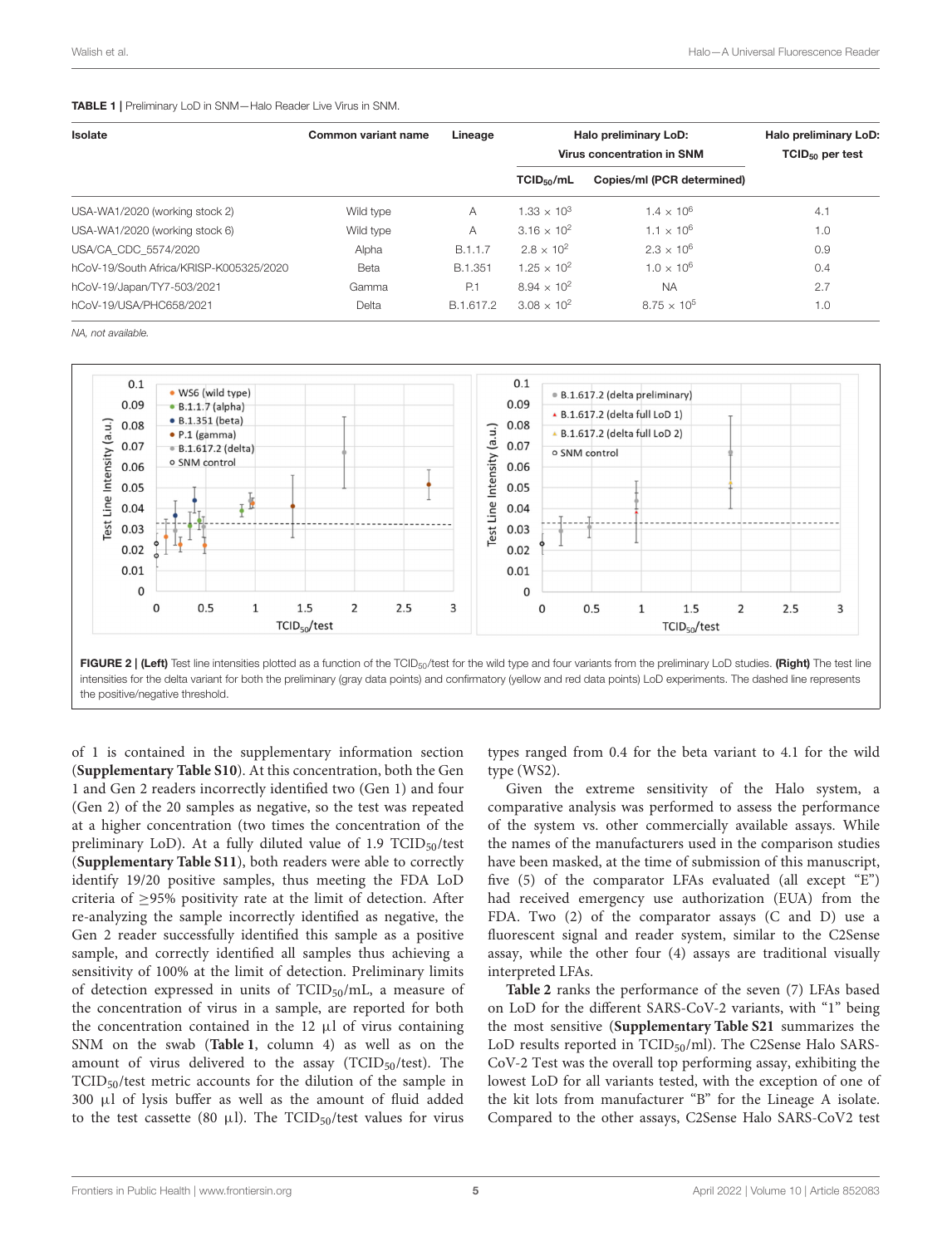**TABLE 1 |** Preliminary LoD in SNM—Halo Reader Live Virus in SNM.

| Isolate | Common variant name | Lineage | Halo preliminary LoD: Virus concentration in SNM | | Halo preliminary LoD: $TCID_{50}$ per test |
|---|---|---|---|---|---|
| | | | $TCID_{50}$/mL | Copies/ml (PCR determined) | |
| USA-WA1/2020 (working stock 2) | Wild type | A | $1.33 \times 10^3$ | $1.4 \times 10^6$ | 4.1 |
| USA-WA1/2020 (working stock 6) | Wild type | A | $3.16 \times 10^2$ | $1.1 \times 10^6$ | 1.0 |
| USA/CA_CDC_5574/2020 | Alpha | B.1.1.7 | $2.8 \times 10^2$ | $2.3 \times 10^6$ | 0.9 |
| hCoV-19/South Africa/KRISP-K005325/2020 | Beta | B.1.351 | $1.25 \times 10^2$ | $1.0 \times 10^6$ | 0.4 |
| hCoV-19/Japan/TY7-503/2021 | Gamma | P.1 | $8.94 \times 10^2$ | NA | 2.7 |
| hCoV-19/USA/PHC658/2021 | Delta | B.1.617.2 | $3.08 \times 10^2$ | $8.75 \times 10^5$ | 1.0 |

*NA, not available.*

WS6 (wild type)
B.1.1.7 (alpha)
B.1.351 (beta)
P.1 (gamma)
B.1.617.2 (delta)
SNM control
Test Line Intensity (a.u.)
$TCID_{50}$/test

B.1.617.2 (delta preliminary)
B.1.617.2 (delta full LoD 1)
B.1.617.2 (delta full LoD 2)
SNM control
Test Line Intensity (a.u.)
$TCID_{50}$/test

**FIGURE 2 | (Left)** Test line intensities plotted as a function of the $TCID_{50}$/test for the wild type and four variants from the preliminary LoD studies. **(Right)** The test line intensities for the delta variant for both the preliminary (gray data points) and confirmatory (yellow and red data points) LoD experiments. The dashed line represents the positive/negative threshold.

of 1 is contained in the supplementary information section (**Supplementary Table S10**). At this concentration, both the Gen 1 and Gen 2 readers incorrectly identified two (Gen 1) and four (Gen 2) of the 20 samples as negative, so the test was repeated at a higher concentration (two times the concentration of the preliminary LoD). At a fully diluted value of 1.9 $TCID_{50}$/test (**Supplementary Table S11**), both readers were able to correctly identify 19/20 positive samples, thus meeting the FDA LoD criteria of ≥95% positivity rate at the limit of detection. After re-analyzing the sample incorrectly identified as negative, the Gen 2 reader successfully identified this sample as a positive sample, and correctly identified all samples thus achieving a sensitivity of 100% at the limit of detection. Preliminary limits of detection expressed in units of $TCID_{50}$/mL, a measure of the concentration of virus in a sample, are reported for both the concentration contained in the 12 µl of virus containing SNM on the swab (**Table 1**, column 4) as well as on the amount of virus delivered to the assay ($TCID_{50}$/test). The $TCID_{50}$/test metric accounts for the dilution of the sample in 300 µl of lysis buffer as well as the amount of fluid added to the test cassette (80 µl). The $TCID_{50}$/test values for virus types ranged from 0.4 for the beta variant to 4.1 for the wild type (WS2).

Given the extreme sensitivity of the Halo system, a comparative analysis was performed to assess the performance of the system vs. other commercially available assays. While the names of the manufacturers used in the comparison studies have been masked, at the time of submission of this manuscript, five (5) of the comparator LFAs evaluated (all except "E") had received emergency use authorization (EUA) from the FDA. Two (2) of the comparator assays (C and D) use a fluorescent signal and reader system, similar to the C2Sense assay, while the other four (4) assays are traditional visually interpreted LFAs.

**Table 2** ranks the performance of the seven (7) LFAs based on LoD for the different SARS-CoV-2 variants, with "1" being the most sensitive (**Supplementary Table S21** summarizes the LoD results reported in $TCID_{50}$/ml). The C2Sense Halo SARS-CoV-2 Test was the overall top performing assay, exhibiting the lowest LoD for all variants tested, with the exception of one of the kit lots from manufacturer "B" for the Lineage A isolate. Compared to the other assays, C2Sense Halo SARS-CoV2 test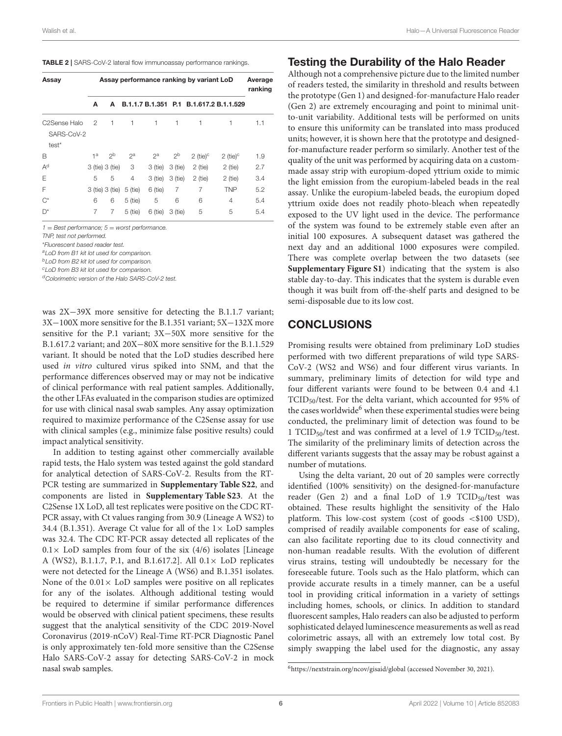**TABLE 2** | SARS-CoV-2 lateral flow immunoassay performance rankings.

| Assay | Assay performance ranking by variant LoD | | | | | | | Average ranking |
|---|---|---|---|---|---|---|---|---|
| | A | A | B.1.1.7 | B.1.351 | P.1 | B.1.617.2 | B.1.1.529 | |
| C2Sense Halo SARS-CoV-2 test* | 2 | 1 | 1 | 1 | 1 | 1 | 1 | 1.1 |
| B | 1[a] | 2[b] | 2[a] | 2[a] | 2[b] | 2 (tie)[c] | 2 (tie)[c] | 1.9 |
| A[d] | 3 (tie) | 3 (tie) | 3 | 3 (tie) | 3 (tie) | 2 (tie) | 2 (tie) | 2.7 |
| E | 5 | 5 | 4 | 3 (tie) | 3 (tie) | 2 (tie) | 2 (tie) | 3.4 |
| F | 3 (tie) | 3 (tie) | 5 (tie) | 6 (tie) | 7 | 7 | TNP | 5.2 |
| C* | 6 | 6 | 5 (tie) | 5 | 6 | 6 | 4 | 5.4 |
| D* | 7 | 7 | 5 (tie) | 6 (tie) | 3 (tie) | 5 | 5 | 5.4 |

*1 = Best performance; 5 = worst performance.*

*TNP, test not performed.*

*\*Fluorescent based reader test.*

*[a]LoD from B1 kit lot used for comparison.*

*[b]LoD from B2 kit lot used for comparison.*

*[c]LoD from B3 kit lot used for comparison.*

*[d]Colorimetric version of the Halo SARS-CoV-2 test.*

was 2X−39X more sensitive for detecting the B.1.1.7 variant; 3X−100X more sensitive for the B.1.351 variant; 5X−132X more sensitive for the P.1 variant; 3X−50X more sensitive for the B.1.617.2 variant; and 20X−80X more sensitive for the B.1.1.529 variant. It should be noted that the LoD studies described here used *in vitro* cultured virus spiked into SNM, and that the performance differences observed may or may not be indicative of clinical performance with real patient samples. Additionally, the other LFAs evaluated in the comparison studies are optimized for use with clinical nasal swab samples. Any assay optimization required to maximize performance of the C2Sense assay for use with clinical samples (e.g., minimize false positive results) could impact analytical sensitivity.

In addition to testing against other commercially available rapid tests, the Halo system was tested against the gold standard for analytical detection of SARS-CoV-2. Results from the RT-PCR testing are summarized in **Supplementary Table S22**, and components are listed in **Supplementary Table S23**. At the C2Sense 1X LoD, all test replicates were positive on the CDC RT-PCR assay, with Ct values ranging from 30.9 (Lineage A WS2) to 34.4 (B.1.351). Average Ct value for all of the 1× LoD samples was 32.4. The CDC RT-PCR assay detected all replicates of the 0.1× LoD samples from four of the six (4/6) isolates [Lineage A (WS2), B.1.1.7, P.1, and B.1.617.2]. All 0.1× LoD replicates were not detected for the Lineage A (WS6) and B.1.351 isolates. None of the 0.01× LoD samples were positive on all replicates for any of the isolates. Although additional testing would be required to determine if similar performance differences would be observed with clinical patient specimens, these results suggest that the analytical sensitivity of the CDC 2019-Novel Coronavirus (2019-nCoV) Real-Time RT-PCR Diagnostic Panel is only approximately ten-fold more sensitive than the C2Sense Halo SARS-CoV-2 assay for detecting SARS-CoV-2 in mock nasal swab samples.

## Testing the Durability of the Halo Reader

Although not a comprehensive picture due to the limited number of readers tested, the similarity in threshold and results between the prototype (Gen 1) and designed-for-manufacture Halo reader (Gen 2) are extremely encouraging and point to minimal unit-to-unit variability. Additional tests will be performed on units to ensure this uniformity can be translated into mass produced units; however, it is shown here that the prototype and designed-for-manufacture reader perform so similarly. Another test of the quality of the unit was performed by acquiring data on a custom-made assay strip with europium-doped yttrium oxide to mimic the light emission from the europium-labeled beads in the real assay. Unlike the europium-labeled beads, the europium doped yttrium oxide does not readily photo-bleach when repeatedly exposed to the UV light used in the device. The performance of the system was found to be extremely stable even after an initial 100 exposures. A subsequent dataset was gathered the next day and an additional 1000 exposures were compiled. There was complete overlap between the two datasets (see **Supplementary Figure S1**) indicating that the system is also stable day-to-day. This indicates that the system is durable even though it was built from off-the-shelf parts and designed to be semi-disposable due to its low cost.

# CONCLUSIONS

Promising results were obtained from preliminary LoD studies performed with two different preparations of wild type SARS-CoV-2 (WS2 and WS6) and four different virus variants. In summary, preliminary limits of detection for wild type and four different variants were found to be between 0.4 and 4.1 $TCID_{50}$/test. For the delta variant, which accounted for 95% of the cases worldwide[6] when these experimental studies were being conducted, the preliminary limit of detection was found to be 1 $TCID_{50}$/test and was confirmed at a level of 1.9 $TCID_{50}$/test. The similarity of the preliminary limits of detection across the different variants suggests that the assay may be robust against a number of mutations.

Using the delta variant, 20 out of 20 samples were correctly identified (100% sensitivity) on the designed-for-manufacture reader (Gen 2) and a final LoD of 1.9 $TCID_{50}$/test was obtained. These results highlight the sensitivity of the Halo platform. This low-cost system (cost of goods <$100 USD), comprised of readily available components for ease of scaling, can also facilitate reporting due to its cloud connectivity and non-human readable results. With the evolution of different virus strains, testing will undoubtedly be necessary for the foreseeable future. Tools such as the Halo platform, which can provide accurate results in a timely manner, can be a useful tool in providing critical information in a variety of settings including homes, schools, or clinics. In addition to standard fluorescent samples, Halo readers can also be adjusted to perform sophisticated delayed luminescence measurements as well as read colorimetric assays, all with an extremely low total cost. By simply swapping the label used for the diagnostic, any assay

[6]https://nextstrain.org/ncov/gisaid/global (accessed November 30, 2021).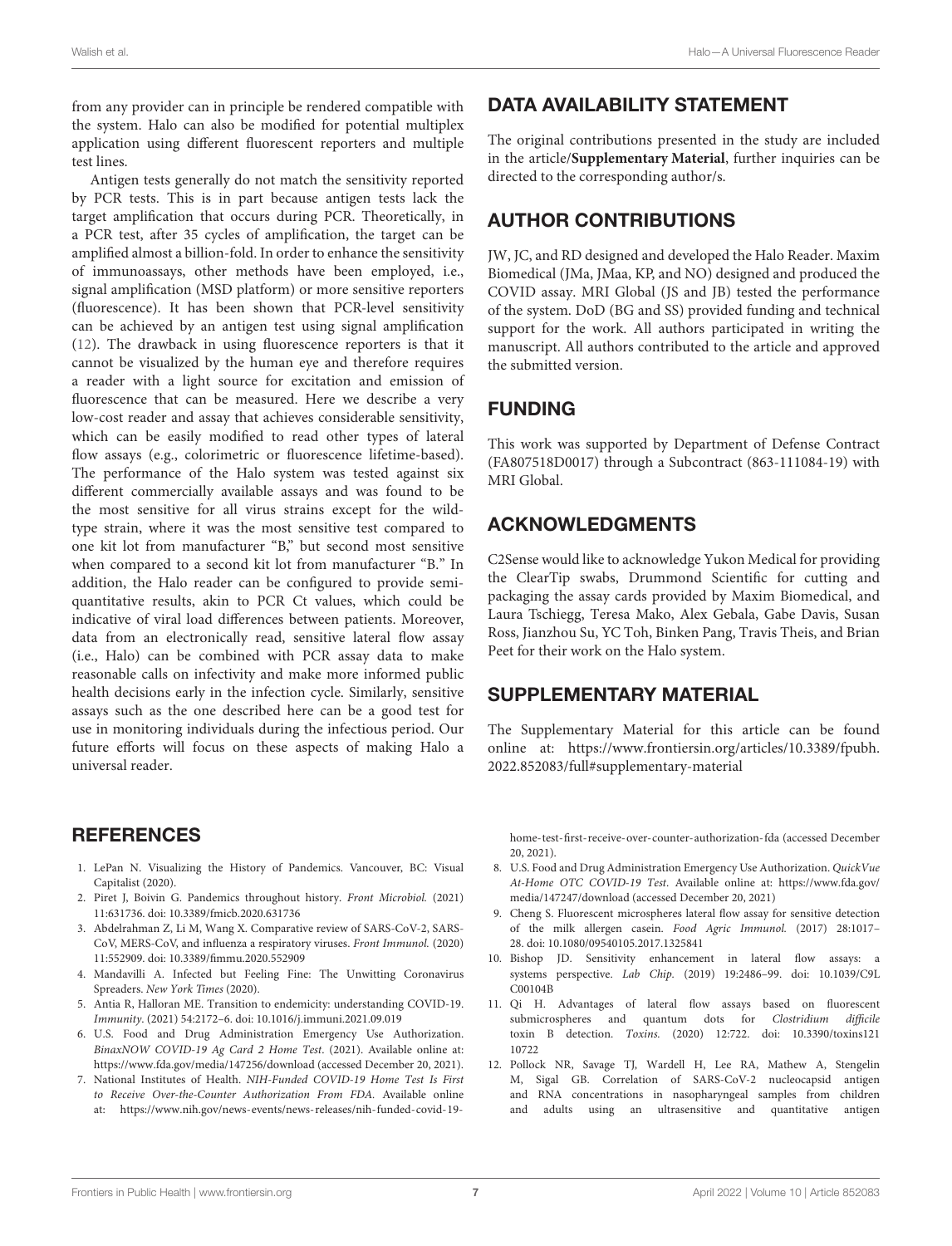from any provider can in principle be rendered compatible with the system. Halo can also be modified for potential multiplex application using different fluorescent reporters and multiple test lines.

Antigen tests generally do not match the sensitivity reported by PCR tests. This is in part because antigen tests lack the target amplification that occurs during PCR. Theoretically, in a PCR test, after 35 cycles of amplification, the target can be amplified almost a billion-fold. In order to enhance the sensitivity of immunoassays, other methods have been employed, i.e., signal amplification (MSD platform) or more sensitive reporters (fluorescence). It has been shown that PCR-level sensitivity can be achieved by an antigen test using signal amplification (12). The drawback in using fluorescence reporters is that it cannot be visualized by the human eye and therefore requires a reader with a light source for excitation and emission of fluorescence that can be measured. Here we describe a very low-cost reader and assay that achieves considerable sensitivity, which can be easily modified to read other types of lateral flow assays (e.g., colorimetric or fluorescence lifetime-based). The performance of the Halo system was tested against six different commercially available assays and was found to be the most sensitive for all virus strains except for the wild-type strain, where it was the most sensitive test compared to one kit lot from manufacturer "B," but second most sensitive when compared to a second kit lot from manufacturer "B." In addition, the Halo reader can be configured to provide semi-quantitative results, akin to PCR Ct values, which could be indicative of viral load differences between patients. Moreover, data from an electronically read, sensitive lateral flow assay (i.e., Halo) can be combined with PCR assay data to make reasonable calls on infectivity and make more informed public health decisions early in the infection cycle. Similarly, sensitive assays such as the one described here can be a good test for use in monitoring individuals during the infectious period. Our future efforts will focus on these aspects of making Halo a universal reader.

## DATA AVAILABILITY STATEMENT

The original contributions presented in the study are included in the article/**Supplementary Material**, further inquiries can be directed to the corresponding author/s.

## AUTHOR CONTRIBUTIONS

JW, JC, and RD designed and developed the Halo Reader. Maxim Biomedical (JMa, JMaa, KP, and NO) designed and produced the COVID assay. MRI Global (JS and JB) tested the performance of the system. DoD (BG and SS) provided funding and technical support for the work. All authors participated in writing the manuscript. All authors contributed to the article and approved the submitted version.

## FUNDING

This work was supported by Department of Defense Contract (FA807518D0017) through a Subcontract (863-111084-19) with MRI Global.

## ACKNOWLEDGMENTS

C2Sense would like to acknowledge Yukon Medical for providing the ClearTip swabs, Drummond Scientific for cutting and packaging the assay cards provided by Maxim Biomedical, and Laura Tschiegg, Teresa Mako, Alex Gebala, Gabe Davis, Susan Ross, Jianzhou Su, YC Toh, Binken Pang, Travis Theis, and Brian Peet for their work on the Halo system.

## SUPPLEMENTARY MATERIAL

The Supplementary Material for this article can be found online at: https://www.frontiersin.org/articles/10.3389/fpubh.2022.852083/full#supplementary-material

## REFERENCES

1. LePan N. Visualizing the History of Pandemics. Vancouver, BC: Visual Capitalist (2020).
2. Piret J, Boivin G. Pandemics throughout history. *Front Microbiol.* (2021) 11:631736. doi: 10.3389/fmicb.2020.631736
3. Abdelrahman Z, Li M, Wang X. Comparative review of SARS-CoV-2, SARS-CoV, MERS-CoV, and influenza a respiratory viruses. *Front Immunol.* (2020) 11:552909. doi: 10.3389/fimmu.2020.552909
4. Mandavilli A. Infected but Feeling Fine: The Unwitting Coronavirus Spreaders. *New York Times* (2020).
5. Antia R, Halloran ME. Transition to endemicity: understanding COVID-19. *Immunity*. (2021) 54:2172–6. doi: 10.1016/j.immuni.2021.09.019
6. U.S. Food and Drug Administration Emergency Use Authorization. *BinaxNOW COVID-19 Ag Card 2 Home Test*. (2021). Available online at: https://www.fda.gov/media/147256/download (accessed December 20, 2021).
7. National Institutes of Health. *NIH-Funded COVID-19 Home Test Is First to Receive Over-the-Counter Authorization From FDA*. Available online at: https://www.nih.gov/news-events/news-releases/nih-funded-covid-19-home-test-first-receive-over-counter-authorization-fda (accessed December 20, 2021).
8. U.S. Food and Drug Administration Emergency Use Authorization. *QuickVue At-Home OTC COVID-19 Test*. Available online at: https://www.fda.gov/media/147247/download (accessed December 20, 2021)
9. Cheng S. Fluorescent microspheres lateral flow assay for sensitive detection of the milk allergen casein. *Food Agric Immunol.* (2017) 28:1017–28. doi: 10.1080/09540105.2017.1325841
10. Bishop JD. Sensitivity enhancement in lateral flow assays: a systems perspective. *Lab Chip*. (2019) 19:2486–99. doi: 10.1039/C9LC00104B
11. Qi H. Advantages of lateral flow assays based on fluorescent submicrospheres and quantum dots for *Clostridium difficile* toxin B detection. *Toxins.* (2020) 12:722. doi: 10.3390/toxins12110722
12. Pollock NR, Savage TJ, Wardell H, Lee RA, Mathew A, Stengelin M, Sigal GB. Correlation of SARS-CoV-2 nucleocapsid antigen and RNA concentrations in nasopharyngeal samples from children and adults using an ultrasensitive and quantitative antigen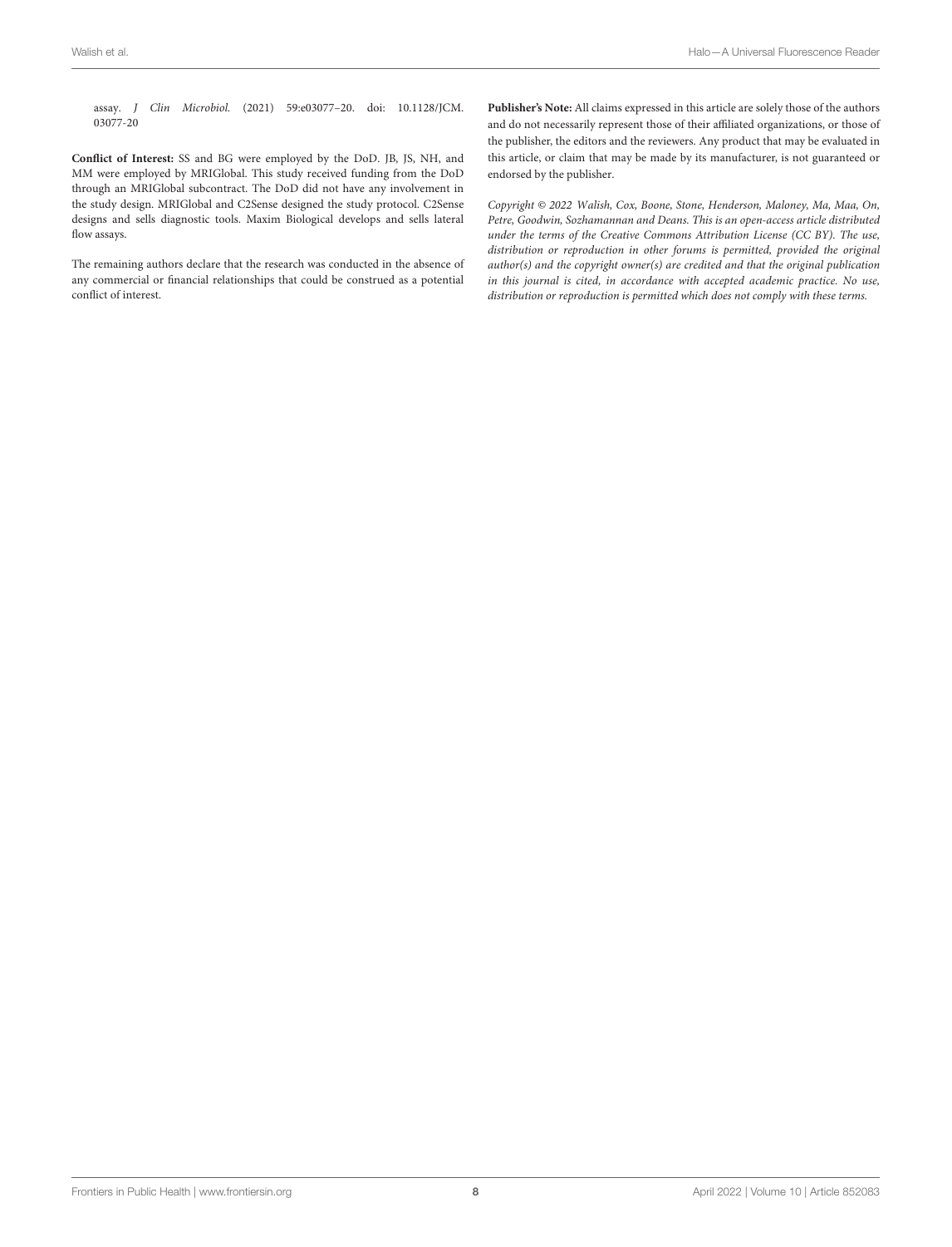assay. *J Clin Microbiol.* (2021) 59:e03077–20. doi: 10.1128/JCM.03077-20

**Conflict of Interest:** SS and BG were employed by the DoD. JB, JS, NH, and MM were employed by MRIGlobal. This study received funding from the DoD through an MRIGlobal subcontract. The DoD did not have any involvement in the study design. MRIGlobal and C2Sense designed the study protocol. C2Sense designs and sells diagnostic tools. Maxim Biological develops and sells lateral flow assays.

The remaining authors declare that the research was conducted in the absence of any commercial or financial relationships that could be construed as a potential conflict of interest.

**Publisher's Note:** All claims expressed in this article are solely those of the authors and do not necessarily represent those of their affiliated organizations, or those of the publisher, the editors and the reviewers. Any product that may be evaluated in this article, or claim that may be made by its manufacturer, is not guaranteed or endorsed by the publisher.

*Copyright © 2022 Walish, Cox, Boone, Stone, Henderson, Maloney, Ma, Maa, On, Petre, Goodwin, Sozhamannan and Deans. This is an open-access article distributed under the terms of the Creative Commons Attribution License (CC BY). The use, distribution or reproduction in other forums is permitted, provided the original author(s) and the copyright owner(s) are credited and that the original publication in this journal is cited, in accordance with accepted academic practice. No use, distribution or reproduction is permitted which does not comply with these terms.*